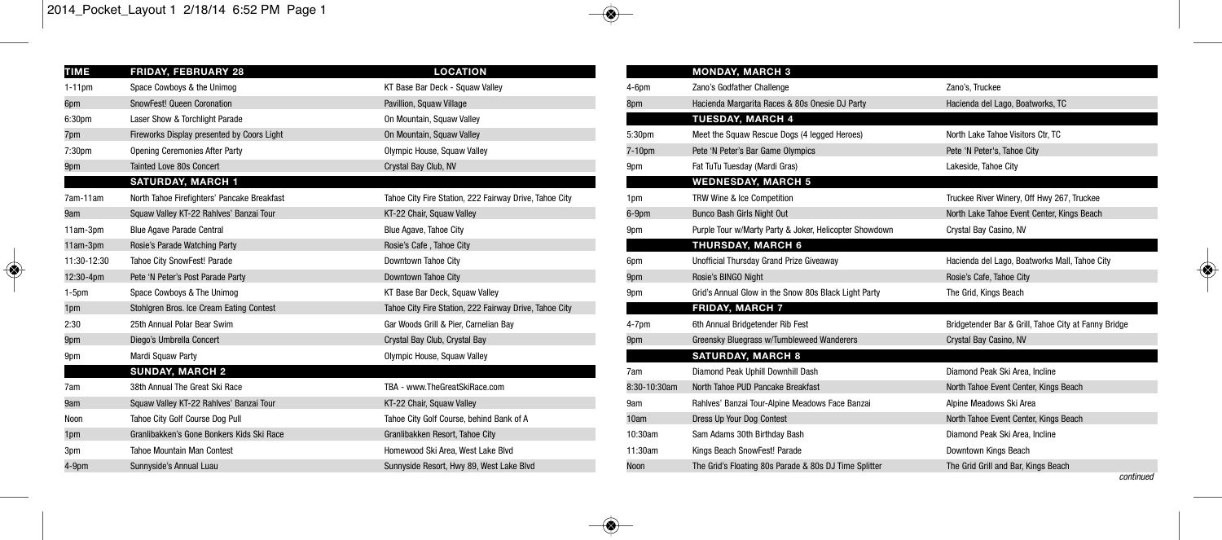| TIME | FRIDAY, FEBRUARY 28 | LOCATION |
|---|---|---|
| 1-11pm | Space Cowboys & the Unimog | KT Base Bar Deck - Squaw Valley |
| 6pm | SnowFest! Queen Coronation | Pavillion, Squaw Village |
| 6:30pm | Laser Show & Torchlight Parade | On Mountain, Squaw Valley |
| 7pm | Fireworks Display presented by Coors Light | On Mountain, Squaw Valley |
| 7:30pm | Opening Ceremonies After Party | Olympic House, Squaw Valley |
| 9pm | Tainted Love 80s Concert | Crystal Bay Club, NV |
| | **SATURDAY, MARCH 1** | |
| 7am-11am | North Tahoe Firefighters' Pancake Breakfast | Tahoe City Fire Station, 222 Fairway Drive, Tahoe City |
| 9am | Squaw Valley KT-22 Rahlves' Banzai Tour | KT-22 Chair, Squaw Valley |
| 11am-3pm | Blue Agave Parade Central | Blue Agave, Tahoe City |
| 11am-3pm | Rosie's Parade Watching Party | Rosie's Cafe , Tahoe City |
| 11:30-12:30 | Tahoe City SnowFest! Parade | Downtown Tahoe City |
| 12:30-4pm | Pete 'N Peter's Post Parade Party | Downtown Tahoe City |
| 1-5pm | Space Cowboys & The Unimog | KT Base Bar Deck, Squaw Valley |
| 1pm | Stohlgren Bros. Ice Cream Eating Contest | Tahoe City Fire Station, 222 Fairway Drive, Tahoe City |
| 2:30 | 25th Annual Polar Bear Swim | Gar Woods Grill & Pier, Carnelian Bay |
| 9pm | Diego's Umbrella Concert | Crystal Bay Club, Crystal Bay |
| 9pm | Mardi Squaw Party | Olympic House, Squaw Valley |
| | **SUNDAY, MARCH 2** | |
| 7am | 38th Annual The Great Ski Race | TBA - www.TheGreatSkiRace.com |
| 9am | Squaw Valley KT-22 Rahlves' Banzai Tour | KT-22 Chair, Squaw Valley |
| Noon | Tahoe City Golf Course Dog Pull | Tahoe City Golf Course, behind Bank of A |
| 1pm | Granlibakken's Gone Bonkers Kids Ski Race | Granlibakken Resort, Tahoe City |
| 3pm | Tahoe Mountain Man Contest | Homewood Ski Area, West Lake Blvd |
| 4-9pm | Sunnyside's Annual Luau | Sunnyside Resort, Hwy 89, West Lake Blvd |
| | **MONDAY, MARCH 3** | |
| 4-6pm | Zano's Godfather Challenge | Zano's, Truckee |
| 8pm | Hacienda Margarita Races & 80s Onesie DJ Party | Hacienda del Lago, Boatworks, TC |
| | **TUESDAY, MARCH 4** | |
| 5:30pm | Meet the Squaw Rescue Dogs (4 legged Heroes) | North Lake Tahoe Visitors Ctr, TC |
| 7-10pm | Pete 'N Peter's Bar Game Olympics | Pete 'N Peter's, Tahoe City |
| 9pm | Fat TuTu Tuesday (Mardi Gras) | Lakeside, Tahoe City |
| | **WEDNESDAY, MARCH 5** | |
| 1pm | TRW Wine & Ice Competition | Truckee River Winery, Off Hwy 267, Truckee |
| 6-9pm | Bunco Bash Girls Night Out | North Lake Tahoe Event Center, Kings Beach |
| 9pm | Purple Tour w/Marty Party & Joker, Helicopter Showdown | Crystal Bay Casino, NV |
| | **THURSDAY, MARCH 6** | |
| 6pm | Unofficial Thursday Grand Prize Giveaway | Hacienda del Lago, Boatworks Mall, Tahoe City |
| 9pm | Rosie's BINGO Night | Rosie's Cafe, Tahoe City |
| 9pm | Grid's Annual Glow in the Snow 80s Black Light Party | The Grid, Kings Beach |
| | **FRIDAY, MARCH 7** | |
| 4-7pm | 6th Annual Bridgetender Rib Fest | Bridgetender Bar & Grill, Tahoe City at Fanny Bridge |
| 9pm | Greensky Bluegrass w/Tumbleweed Wanderers | Crystal Bay Casino, NV |
| | **SATURDAY, MARCH 8** | |
| 7am | Diamond Peak Uphill Downhill Dash | Diamond Peak Ski Area, Incline |
| 8:30-10:30am | North Tahoe PUD Pancake Breakfast | North Tahoe Event Center, Kings Beach |
| 9am | Rahlves' Banzai Tour-Alpine Meadows Face Banzai | Alpine Meadows Ski Area |
| 10am | Dress Up Your Dog Contest | North Tahoe Event Center, Kings Beach |
| 10:30am | Sam Adams 30th Birthday Bash | Diamond Peak Ski Area, Incline |
| 11:30am | Kings Beach SnowFest! Parade | Downtown Kings Beach |
| Noon | The Grid's Floating 80s Parade & 80s DJ Time Splitter | The Grid Grill and Bar, Kings Beach |

*continued*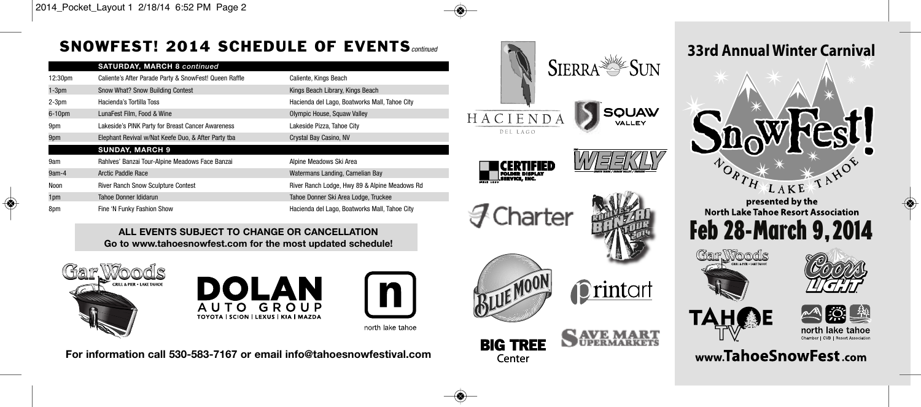# SNOWFEST! 2014 SCHEDULE OF EVENTS *continued*

| | | |
|---|---|---|
| | **SATURDAY, MARCH 8** *continued* | |
| 12:30pm | Caliente's After Parade Party & SnowFest! Queen Raffle | Caliente, Kings Beach |
| 1-3pm | Snow What? Snow Building Contest | Kings Beach Library, Kings Beach |
| 2-3pm | Hacienda's Tortilla Toss | Hacienda del Lago, Boatworks Mall, Tahoe City |
| 6-10pm | LunaFest Film, Food & Wine | Olympic House, Squaw Valley |
| 9pm | Lakeside's PINK Party for Breast Cancer Awareness | Lakeside Pizza, Tahoe City |
| 9pm | Elephant Revival w/Nat Keefe Duo, & After Party tba | Crystal Bay Casino, NV |
| | **SUNDAY, MARCH 9** | |
| 9am | Rahlves' Banzai Tour-Alpine Meadows Face Banzai | Alpine Meadows Ski Area |
| 9am-4 | Arctic Paddle Race | Watermans Landing, Carnelian Bay |
| Noon | River Ranch Snow Sculpture Contest | River Ranch Lodge, Hwy 89 & Alpine Meadows Rd |
| 1pm | Tahoe Donner Ididarun | Tahoe Donner Ski Area Lodge, Truckee |
| 8pm | Fine 'N Funky Fashion Show | Hacienda del Lago, Boatworks Mall, Tahoe City |

**ALL EVENTS SUBJECT TO CHANGE OR CANCELLATION**
**Go to www.tahoesnowfest.com for the most updated schedule!**

Gar Woods GRILL & PIER • LAKE TAHOE

DOLAN AUTO GROUP TOYOTA | SCION | LEXUS | KIA | MAZDA

north lake tahoe

**For information call 530-583-7167 or email info@tahoesnowfestival.com**

SIERRA SUN

HACIENDA DEL LAGO

SQUAW VALLEY

CERTIFIED FOLDER DISPLAY SERVICE, INC.

WEEKLY

Charter

RAHLVES' BANZAI TOUR 2014

BLUE MOON

printart

BIG TREE Center

SAVE MART SUPERMARKETS

## 33rd Annual Winter Carnival

# SnowFest!

NORTH LAKE TAHOE

**presented by the North Lake Tahoe Resort Association**

# Feb 28-March 9, 2014

Gar Woods GRILL & PIER • LAKE TAHOE

Coors Light

TAHOE TV

north lake tahoe Chamber | CVB | Resort Association

www.TahoeSnowFest.com